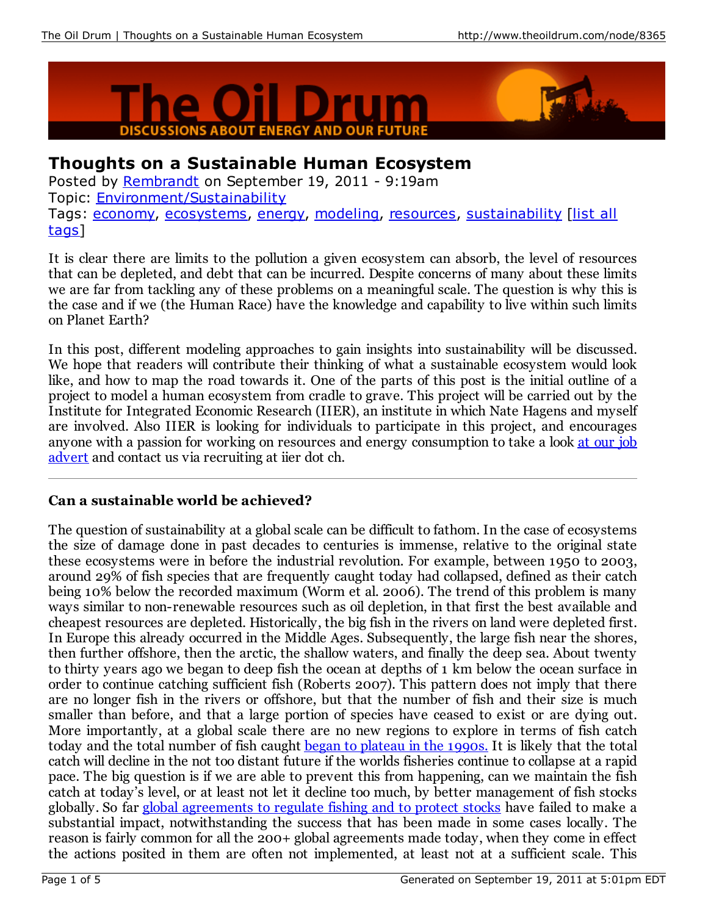# Thoughts on a Sustainable Human Ecosystem

Posted by Rembrandt on September 19, 2011 - 9:19am
Topic: Environment/Sustainability
Tags: economy, ecosystems, energy, modeling, resources, sustainability [list all tags]

It is clear there are limits to the pollution a given ecosystem can absorb, the level of resources that can be depleted, and debt that can be incurred. Despite concerns of many about these limits we are far from tackling any of these problems on a meaningful scale. The question is why this is the case and if we (the Human Race) have the knowledge and capability to live within such limits on Planet Earth?

In this post, different modeling approaches to gain insights into sustainability will be discussed. We hope that readers will contribute their thinking of what a sustainable ecosystem would look like, and how to map the road towards it. One of the parts of this post is the initial outline of a project to model a human ecosystem from cradle to grave. This project will be carried out by the Institute for Integrated Economic Research (IIER), an institute in which Nate Hagens and myself are involved. Also IIER is looking for individuals to participate in this project, and encourages anyone with a passion for working on resources and energy consumption to take a look at our job advert and contact us via recruiting at iier dot ch.

---

**Can a sustainable world be achieved?**

The question of sustainability at a global scale can be difficult to fathom. In the case of ecosystems the size of damage done in past decades to centuries is immense, relative to the original state these ecosystems were in before the industrial revolution. For example, between 1950 to 2003, around 29% of fish species that are frequently caught today had collapsed, defined as their catch being 10% below the recorded maximum (Worm et al. 2006). The trend of this problem is many ways similar to non-renewable resources such as oil depletion, in that first the best available and cheapest resources are depleted. Historically, the big fish in the rivers on land were depleted first. In Europe this already occurred in the Middle Ages. Subsequently, the large fish near the shores, then further offshore, then the arctic, the shallow waters, and finally the deep sea. About twenty to thirty years ago we began to deep fish the ocean at depths of 1 km below the ocean surface in order to continue catching sufficient fish (Roberts 2007). This pattern does not imply that there are no longer fish in the rivers or offshore, but that the number of fish and their size is much smaller than before, and that a large portion of species have ceased to exist or are dying out. More importantly, at a global scale there are no new regions to explore in terms of fish catch today and the total number of fish caught began to plateau in the 1990s. It is likely that the total catch will decline in the not too distant future if the worlds fisheries continue to collapse at a rapid pace. The big question is if we are able to prevent this from happening, can we maintain the fish catch at today's level, or at least not let it decline too much, by better management of fish stocks globally. So far global agreements to regulate fishing and to protect stocks have failed to make a substantial impact, notwithstanding the success that has been made in some cases locally. The reason is fairly common for all the 200+ global agreements made today, when they come in effect the actions posited in them are often not implemented, at least not at a sufficient scale. This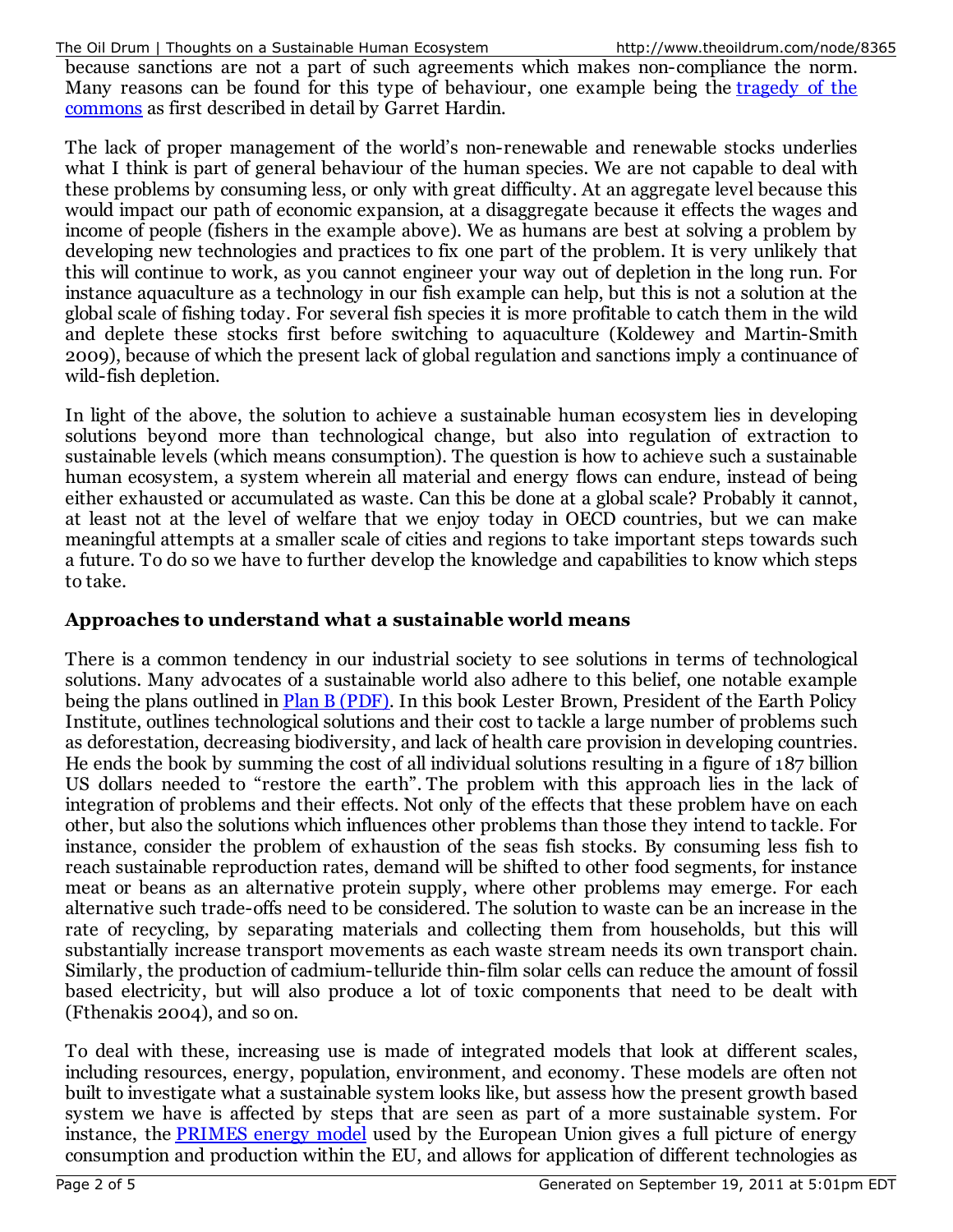because sanctions are not a part of such agreements which makes non-compliance the norm. Many reasons can be found for this type of behaviour, one example being the [tragedy of the commons](tragedy of the commons) as first described in detail by Garret Hardin.

The lack of proper management of the world's non-renewable and renewable stocks underlies what I think is part of general behaviour of the human species. We are not capable to deal with these problems by consuming less, or only with great difficulty. At an aggregate level because this would impact our path of economic expansion, at a disaggregate because it effects the wages and income of people (fishers in the example above). We as humans are best at solving a problem by developing new technologies and practices to fix one part of the problem. It is very unlikely that this will continue to work, as you cannot engineer your way out of depletion in the long run. For instance aquaculture as a technology in our fish example can help, but this is not a solution at the global scale of fishing today. For several fish species it is more profitable to catch them in the wild and deplete these stocks first before switching to aquaculture (Koldewey and Martin-Smith 2009), because of which the present lack of global regulation and sanctions imply a continuance of wild-fish depletion.

In light of the above, the solution to achieve a sustainable human ecosystem lies in developing solutions beyond more than technological change, but also into regulation of extraction to sustainable levels (which means consumption). The question is how to achieve such a sustainable human ecosystem, a system wherein all material and energy flows can endure, instead of being either exhausted or accumulated as waste. Can this be done at a global scale? Probably it cannot, at least not at the level of welfare that we enjoy today in OECD countries, but we can make meaningful attempts at a smaller scale of cities and regions to take important steps towards such a future. To do so we have to further develop the knowledge and capabilities to know which steps to take.

### Approaches to understand what a sustainable world means

There is a common tendency in our industrial society to see solutions in terms of technological solutions. Many advocates of a sustainable world also adhere to this belief, one notable example being the plans outlined in Plan B (PDF). In this book Lester Brown, President of the Earth Policy Institute, outlines technological solutions and their cost to tackle a large number of problems such as deforestation, decreasing biodiversity, and lack of health care provision in developing countries. He ends the book by summing the cost of all individual solutions resulting in a figure of 187 billion US dollars needed to "restore the earth". The problem with this approach lies in the lack of integration of problems and their effects. Not only of the effects that these problem have on each other, but also the solutions which influences other problems than those they intend to tackle. For instance, consider the problem of exhaustion of the seas fish stocks. By consuming less fish to reach sustainable reproduction rates, demand will be shifted to other food segments, for instance meat or beans as an alternative protein supply, where other problems may emerge. For each alternative such trade-offs need to be considered. The solution to waste can be an increase in the rate of recycling, by separating materials and collecting them from households, but this will substantially increase transport movements as each waste stream needs its own transport chain. Similarly, the production of cadmium-telluride thin-film solar cells can reduce the amount of fossil based electricity, but will also produce a lot of toxic components that need to be dealt with (Fthenakis 2004), and so on.

To deal with these, increasing use is made of integrated models that look at different scales, including resources, energy, population, environment, and economy. These models are often not built to investigate what a sustainable system looks like, but assess how the present growth based system we have is affected by steps that are seen as part of a more sustainable system. For instance, the PRIMES energy model used by the European Union gives a full picture of energy consumption and production within the EU, and allows for application of different technologies as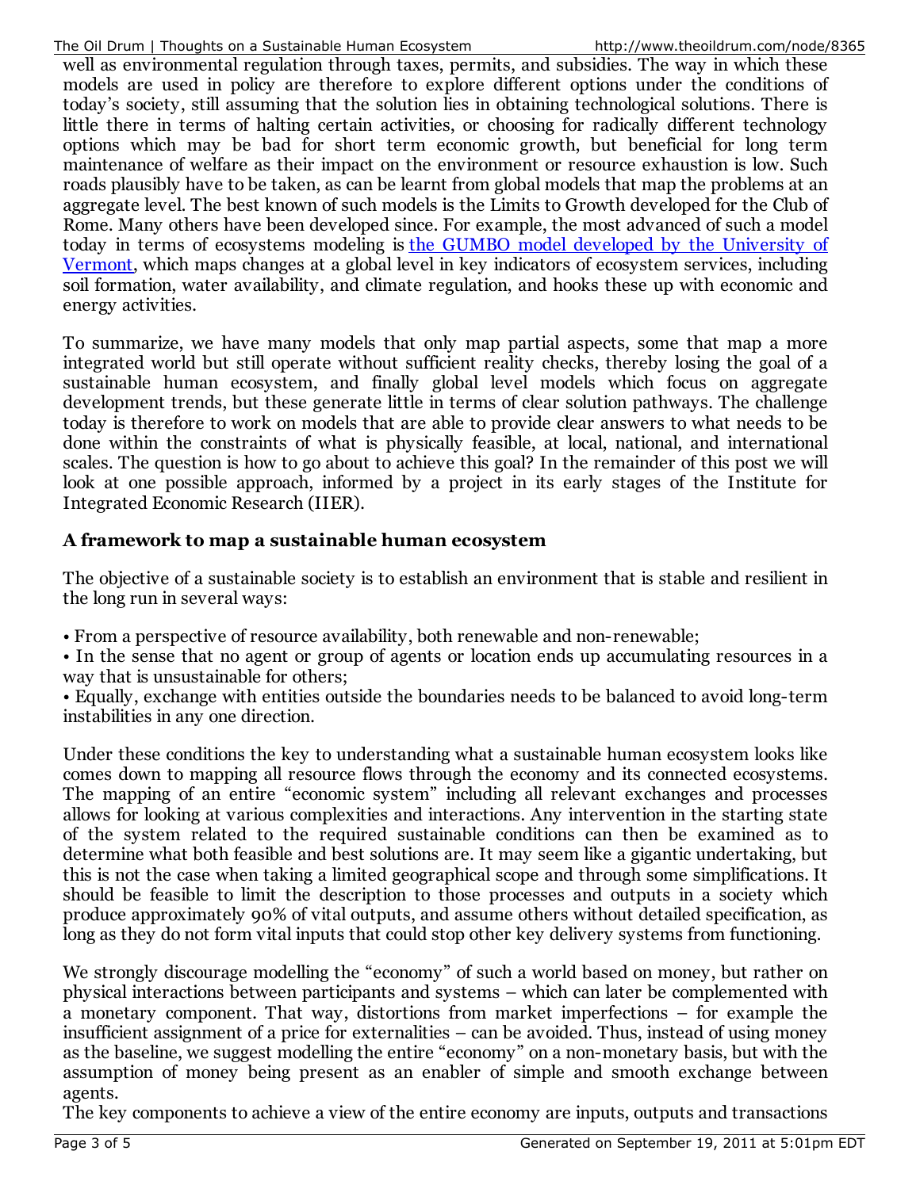well as environmental regulation through taxes, permits, and subsidies. The way in which these models are used in policy are therefore to explore different options under the conditions of today's society, still assuming that the solution lies in obtaining technological solutions. There is little there in terms of halting certain activities, or choosing for radically different technology options which may be bad for short term economic growth, but beneficial for long term maintenance of welfare as their impact on the environment or resource exhaustion is low. Such roads plausibly have to be taken, as can be learnt from global models that map the problems at an aggregate level. The best known of such models is the Limits to Growth developed for the Club of Rome. Many others have been developed since. For example, the most advanced of such a model today in terms of ecosystems modeling is [the GUMBO model developed by the University of Vermont](), which maps changes at a global level in key indicators of ecosystem services, including soil formation, water availability, and climate regulation, and hooks these up with economic and energy activities.

To summarize, we have many models that only map partial aspects, some that map a more integrated world but still operate without sufficient reality checks, thereby losing the goal of a sustainable human ecosystem, and finally global level models which focus on aggregate development trends, but these generate little in terms of clear solution pathways. The challenge today is therefore to work on models that are able to provide clear answers to what needs to be done within the constraints of what is physically feasible, at local, national, and international scales. The question is how to go about to achieve this goal? In the remainder of this post we will look at one possible approach, informed by a project in its early stages of the Institute for Integrated Economic Research (IIER).

### A framework to map a sustainable human ecosystem

The objective of a sustainable society is to establish an environment that is stable and resilient in the long run in several ways:

- From a perspective of resource availability, both renewable and non-renewable;
- In the sense that no agent or group of agents or location ends up accumulating resources in a way that is unsustainable for others;
- Equally, exchange with entities outside the boundaries needs to be balanced to avoid long-term instabilities in any one direction.

Under these conditions the key to understanding what a sustainable human ecosystem looks like comes down to mapping all resource flows through the economy and its connected ecosystems. The mapping of an entire "economic system" including all relevant exchanges and processes allows for looking at various complexities and interactions. Any intervention in the starting state of the system related to the required sustainable conditions can then be examined as to determine what both feasible and best solutions are. It may seem like a gigantic undertaking, but this is not the case when taking a limited geographical scope and through some simplifications. It should be feasible to limit the description to those processes and outputs in a society which produce approximately 90% of vital outputs, and assume others without detailed specification, as long as they do not form vital inputs that could stop other key delivery systems from functioning.

We strongly discourage modelling the "economy" of such a world based on money, but rather on physical interactions between participants and systems – which can later be complemented with a monetary component. That way, distortions from market imperfections – for example the insufficient assignment of a price for externalities – can be avoided. Thus, instead of using money as the baseline, we suggest modelling the entire "economy" on a non-monetary basis, but with the assumption of money being present as an enabler of simple and smooth exchange between agents.

The key components to achieve a view of the entire economy are inputs, outputs and transactions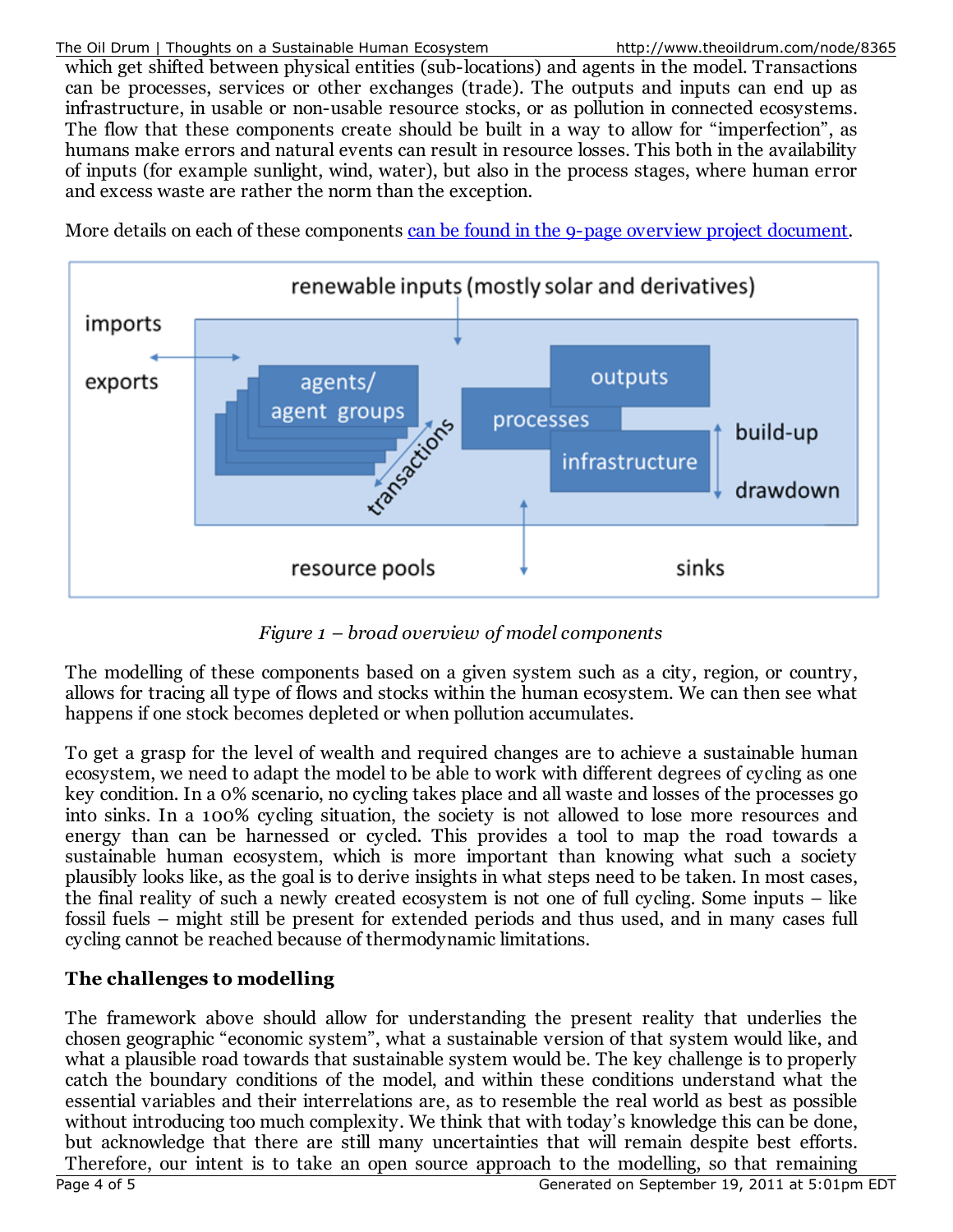which get shifted between physical entities (sub-locations) and agents in the model. Transactions can be processes, services or other exchanges (trade). The outputs and inputs can end up as infrastructure, in usable or non-usable resource stocks, or as pollution in connected ecosystems. The flow that these components create should be built in a way to allow for "imperfection", as humans make errors and natural events can result in resource losses. This both in the availability of inputs (for example sunlight, wind, water), but also in the process stages, where human error and excess waste are rather the norm than the exception.

More details on each of these components [can be found in the 9-page overview project document](#).

*Figure 1 – broad overview of model components*

The modelling of these components based on a given system such as a city, region, or country, allows for tracing all type of flows and stocks within the human ecosystem. We can then see what happens if one stock becomes depleted or when pollution accumulates.

To get a grasp for the level of wealth and required changes are to achieve a sustainable human ecosystem, we need to adapt the model to be able to work with different degrees of cycling as one key condition. In a 0% scenario, no cycling takes place and all waste and losses of the processes go into sinks. In a 100% cycling situation, the society is not allowed to lose more resources and energy than can be harnessed or cycled. This provides a tool to map the road towards a sustainable human ecosystem, which is more important than knowing what such a society plausibly looks like, as the goal is to derive insights in what steps need to be taken. In most cases, the final reality of such a newly created ecosystem is not one of full cycling. Some inputs – like fossil fuels – might still be present for extended periods and thus used, and in many cases full cycling cannot be reached because of thermodynamic limitations.

## The challenges to modelling

The framework above should allow for understanding the present reality that underlies the chosen geographic "economic system", what a sustainable version of that system would like, and what a plausible road towards that sustainable system would be. The key challenge is to properly catch the boundary conditions of the model, and within these conditions understand what the essential variables and their interrelations are, as to resemble the real world as best as possible without introducing too much complexity. We think that with today's knowledge this can be done, but acknowledge that there are still many uncertainties that will remain despite best efforts. Therefore, our intent is to take an open source approach to the modelling, so that remaining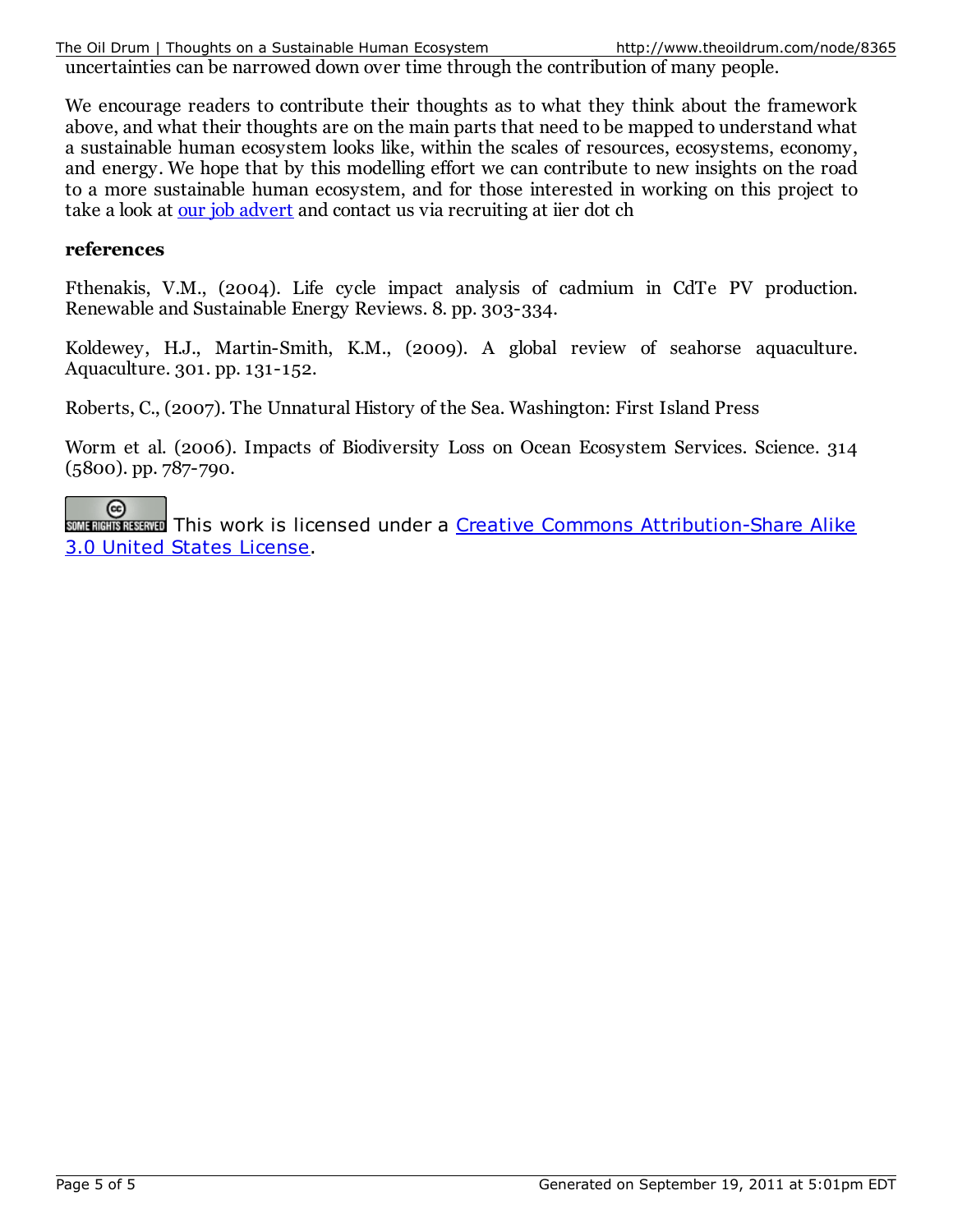uncertainties can be narrowed down over time through the contribution of many people.

We encourage readers to contribute their thoughts as to what they think about the framework above, and what their thoughts are on the main parts that need to be mapped to understand what a sustainable human ecosystem looks like, within the scales of resources, ecosystems, economy, and energy. We hope that by this modelling effort we can contribute to new insights on the road to a more sustainable human ecosystem, and for those interested in working on this project to take a look at [our job advert]() and contact us via recruiting at iier dot ch

**references**

Fthenakis, V.M., (2004). Life cycle impact analysis of cadmium in CdTe PV production. Renewable and Sustainable Energy Reviews. 8. pp. 303-334.

Koldewey, H.J., Martin-Smith, K.M., (2009). A global review of seahorse aquaculture. Aquaculture. 301. pp. 131-152.

Roberts, C., (2007). The Unnatural History of the Sea. Washington: First Island Press

Worm et al. (2006). Impacts of Biodiversity Loss on Ocean Ecosystem Services. Science. 314 (5800). pp. 787-790.

SOME RIGHTS RESERVED This work is licensed under a [Creative Commons Attribution-Share Alike 3.0 United States License]().